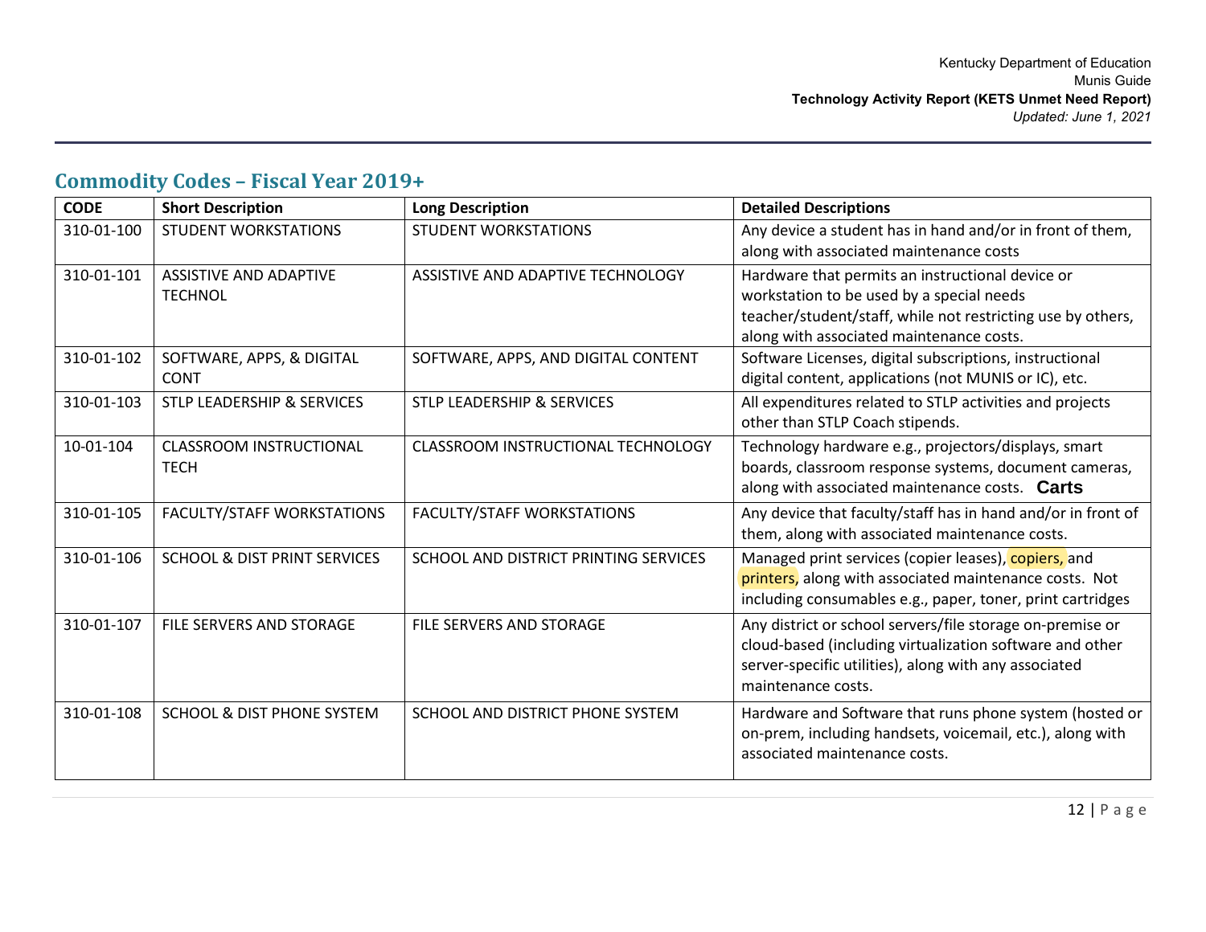## Commodity Codes – Fiscal Year 2019+

| CODE | Short Description | Long Description | Detailed Descriptions |
|---|---|---|---|
| 310-01-100 | STUDENT WORKSTATIONS | STUDENT WORKSTATIONS | Any device a student has in hand and/or in front of them, along with associated maintenance costs |
| 310-01-101 | ASSISTIVE AND ADAPTIVE TECHNOL | ASSISTIVE AND ADAPTIVE TECHNOLOGY | Hardware that permits an instructional device or workstation to be used by a special needs teacher/student/staff, while not restricting use by others, along with associated maintenance costs. |
| 310-01-102 | SOFTWARE, APPS, & DIGITAL CONT | SOFTWARE, APPS, AND DIGITAL CONTENT | Software Licenses, digital subscriptions, instructional digital content, applications (not MUNIS or IC), etc. |
| 310-01-103 | STLP LEADERSHIP & SERVICES | STLP LEADERSHIP & SERVICES | All expenditures related to STLP activities and projects other than STLP Coach stipends. |
| 10-01-104 | CLASSROOM INSTRUCTIONAL TECH | CLASSROOM INSTRUCTIONAL TECHNOLOGY | Technology hardware e.g., projectors/displays, smart boards, classroom response systems, document cameras, along with associated maintenance costs. **Carts** |
| 310-01-105 | FACULTY/STAFF WORKSTATIONS | FACULTY/STAFF WORKSTATIONS | Any device that faculty/staff has in hand and/or in front of them, along with associated maintenance costs. |
| 310-01-106 | SCHOOL & DIST PRINT SERVICES | SCHOOL AND DISTRICT PRINTING SERVICES | Managed print services (copier leases), copiers, and printers, along with associated maintenance costs. Not including consumables e.g., paper, toner, print cartridges |
| 310-01-107 | FILE SERVERS AND STORAGE | FILE SERVERS AND STORAGE | Any district or school servers/file storage on-premise or cloud-based (including virtualization software and other server-specific utilities), along with any associated maintenance costs. |
| 310-01-108 | SCHOOL & DIST PHONE SYSTEM | SCHOOL AND DISTRICT PHONE SYSTEM | Hardware and Software that runs phone system (hosted or on-prem, including handsets, voicemail, etc.), along with associated maintenance costs. |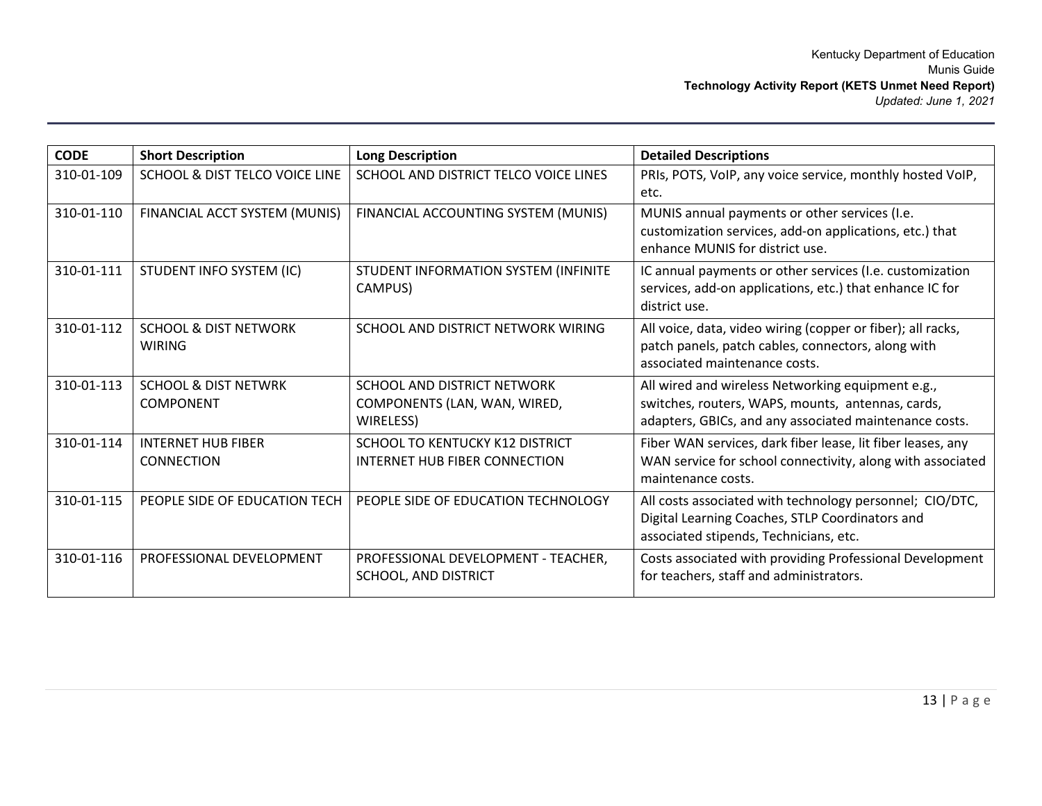| CODE | Short Description | Long Description | Detailed Descriptions |
| --- | --- | --- | --- |
| 310-01-109 | SCHOOL & DIST TELCO VOICE LINE | SCHOOL AND DISTRICT TELCO VOICE LINES | PRIs, POTS, VoIP, any voice service, monthly hosted VoIP, etc. |
| 310-01-110 | FINANCIAL ACCT SYSTEM (MUNIS) | FINANCIAL ACCOUNTING SYSTEM (MUNIS) | MUNIS annual payments or other services (I.e. customization services, add-on applications, etc.) that enhance MUNIS for district use. |
| 310-01-111 | STUDENT INFO SYSTEM (IC) | STUDENT INFORMATION SYSTEM (INFINITE CAMPUS) | IC annual payments or other services (I.e. customization services, add-on applications, etc.) that enhance IC for district use. |
| 310-01-112 | SCHOOL & DIST NETWORK WIRING | SCHOOL AND DISTRICT NETWORK WIRING | All voice, data, video wiring (copper or fiber); all racks, patch panels, patch cables, connectors, along with associated maintenance costs. |
| 310-01-113 | SCHOOL & DIST NETWRK COMPONENT | SCHOOL AND DISTRICT NETWORK COMPONENTS (LAN, WAN, WIRED, WIRELESS) | All wired and wireless Networking equipment e.g., switches, routers, WAPS, mounts, antennas, cards, adapters, GBICs, and any associated maintenance costs. |
| 310-01-114 | INTERNET HUB FIBER CONNECTION | SCHOOL TO KENTUCKY K12 DISTRICT INTERNET HUB FIBER CONNECTION | Fiber WAN services, dark fiber lease, lit fiber leases, any WAN service for school connectivity, along with associated maintenance costs. |
| 310-01-115 | PEOPLE SIDE OF EDUCATION TECH | PEOPLE SIDE OF EDUCATION TECHNOLOGY | All costs associated with technology personnel; CIO/DTC, Digital Learning Coaches, STLP Coordinators and associated stipends, Technicians, etc. |
| 310-01-116 | PROFESSIONAL DEVELOPMENT | PROFESSIONAL DEVELOPMENT - TEACHER, SCHOOL, AND DISTRICT | Costs associated with providing Professional Development for teachers, staff and administrators. |